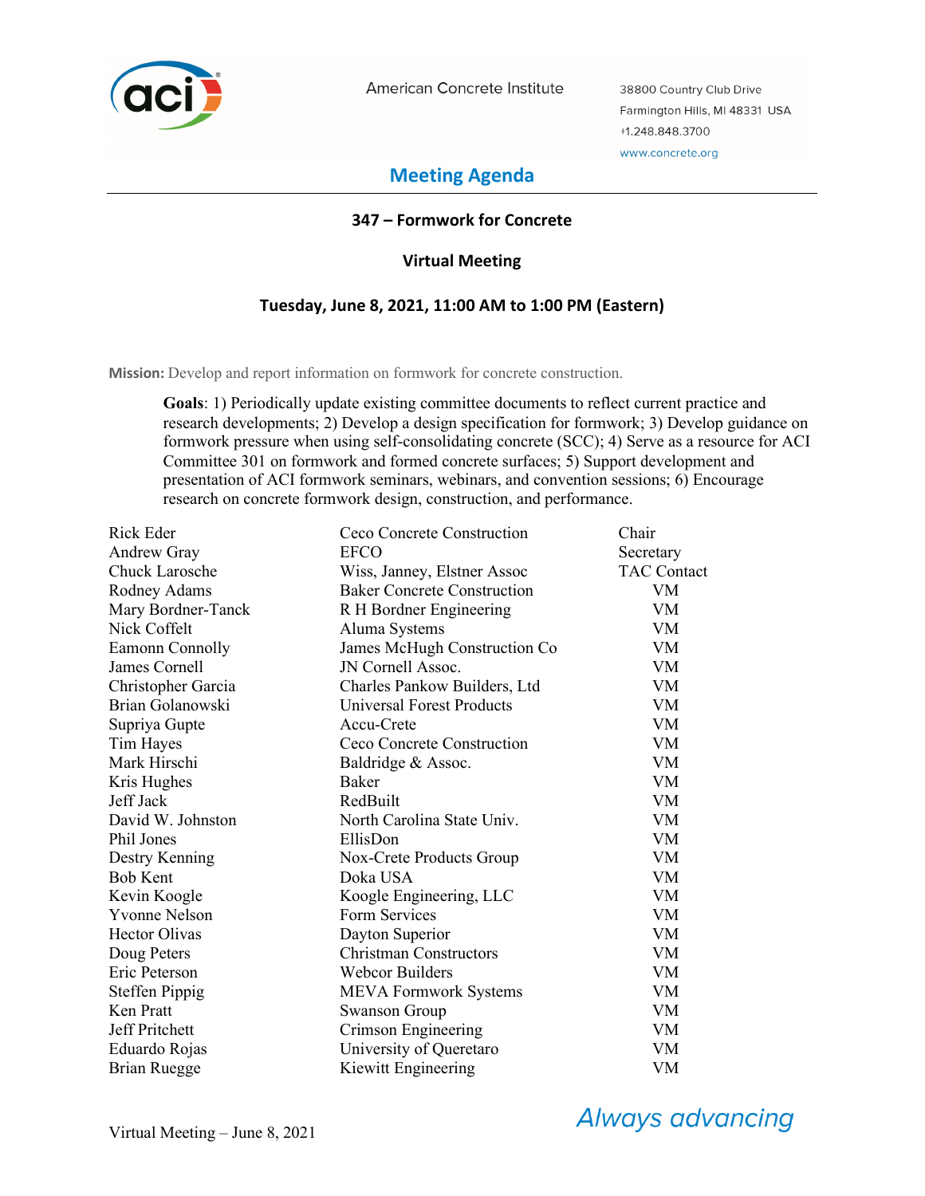American Concrete Institute

38800 Country Club Drive
Farmington Hills, MI 48331 USA
+1.248.848.3700
www.concrete.org

# Meeting Agenda

## 347 – Formwork for Concrete

### Virtual Meeting

### Tuesday, June 8, 2021, 11:00 AM to 1:00 PM (Eastern)

**Mission:** Develop and report information on formwork for concrete construction.

**Goals**: 1) Periodically update existing committee documents to reflect current practice and research developments; 2) Develop a design specification for formwork; 3) Develop guidance on formwork pressure when using self-consolidating concrete (SCC); 4) Serve as a resource for ACI Committee 301 on formwork and formed concrete surfaces; 5) Support development and presentation of ACI formwork seminars, webinars, and convention sessions; 6) Encourage research on concrete formwork design, construction, and performance.

| | | |
|---|---|---|
| Rick Eder | Ceco Concrete Construction | Chair |
| Andrew Gray | EFCO | Secretary |
| Chuck Larosche | Wiss, Janney, Elstner Assoc | TAC Contact |
| Rodney Adams | Baker Concrete Construction | VM |
| Mary Bordner-Tanck | R H Bordner Engineering | VM |
| Nick Coffelt | Aluma Systems | VM |
| Eamonn Connolly | James McHugh Construction Co | VM |
| James Cornell | JN Cornell Assoc. | VM |
| Christopher Garcia | Charles Pankow Builders, Ltd | VM |
| Brian Golanowski | Universal Forest Products | VM |
| Supriya Gupte | Accu-Crete | VM |
| Tim Hayes | Ceco Concrete Construction | VM |
| Mark Hirschi | Baldridge & Assoc. | VM |
| Kris Hughes | Baker | VM |
| Jeff Jack | RedBuilt | VM |
| David W. Johnston | North Carolina State Univ. | VM |
| Phil Jones | EllisDon | VM |
| Destry Kenning | Nox-Crete Products Group | VM |
| Bob Kent | Doka USA | VM |
| Kevin Koogle | Koogle Engineering, LLC | VM |
| Yvonne Nelson | Form Services | VM |
| Hector Olivas | Dayton Superior | VM |
| Doug Peters | Christman Constructors | VM |
| Eric Peterson | Webcor Builders | VM |
| Steffen Pippig | MEVA Formwork Systems | VM |
| Ken Pratt | Swanson Group | VM |
| Jeff Pritchett | Crimson Engineering | VM |
| Eduardo Rojas | University of Queretaro | VM |
| Brian Ruegge | Kiewitt Engineering | VM |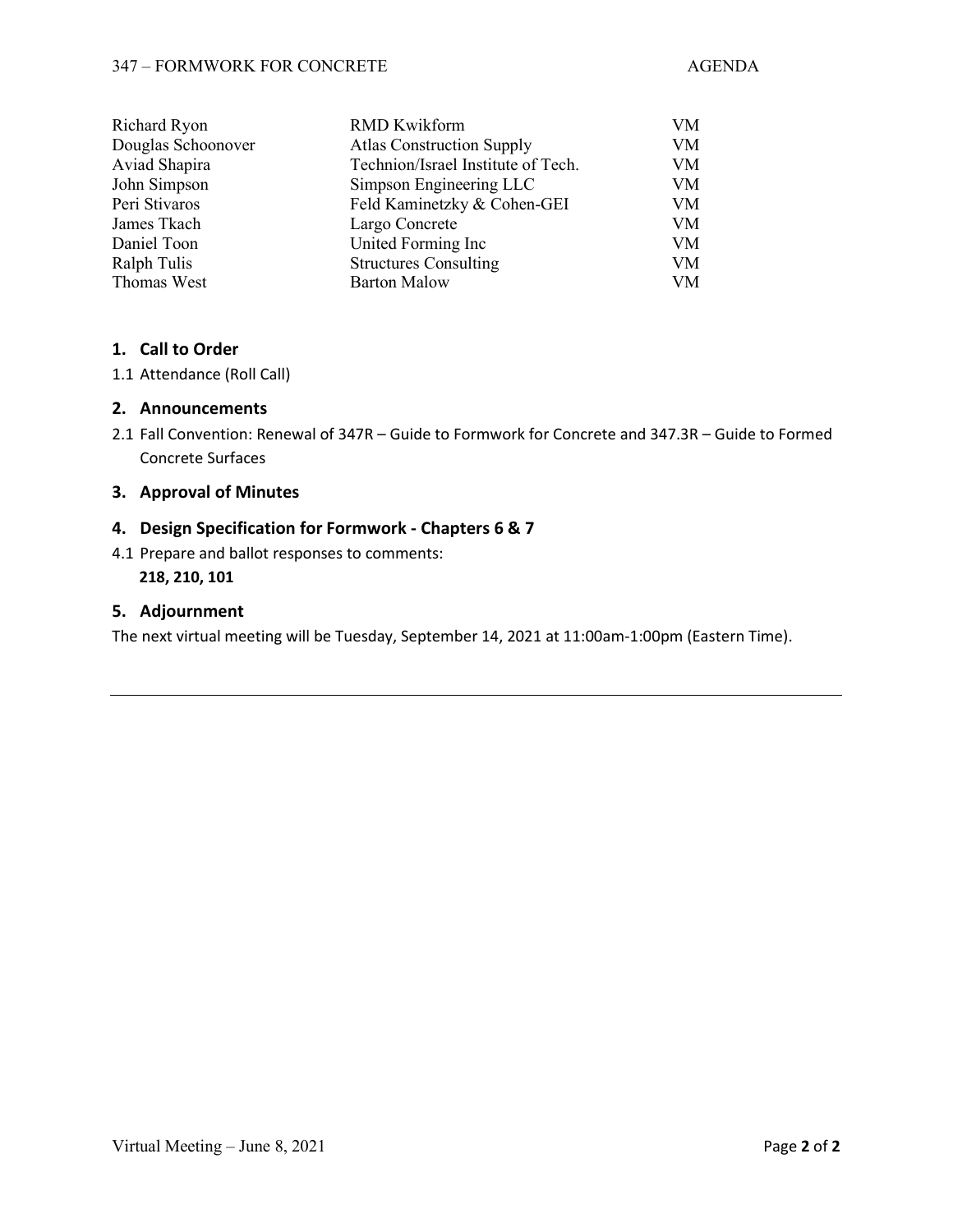| | | |
|---|---|---|
| Richard Ryon | RMD Kwikform | VM |
| Douglas Schoonover | Atlas Construction Supply | VM |
| Aviad Shapira | Technion/Israel Institute of Tech. | VM |
| John Simpson | Simpson Engineering LLC | VM |
| Peri Stivaros | Feld Kaminetzky & Cohen-GEI | VM |
| James Tkach | Largo Concrete | VM |
| Daniel Toon | United Forming Inc | VM |
| Ralph Tulis | Structures Consulting | VM |
| Thomas West | Barton Malow | VM |

## 1. Call to Order

1.1 Attendance (Roll Call)

## 2. Announcements

2.1 Fall Convention: Renewal of 347R – Guide to Formwork for Concrete and 347.3R – Guide to Formed Concrete Surfaces

## 3. Approval of Minutes

## 4. Design Specification for Formwork - Chapters 6 & 7

4.1 Prepare and ballot responses to comments:
**218, 210, 101**

## 5. Adjournment

The next virtual meeting will be Tuesday, September 14, 2021 at 11:00am-1:00pm (Eastern Time).